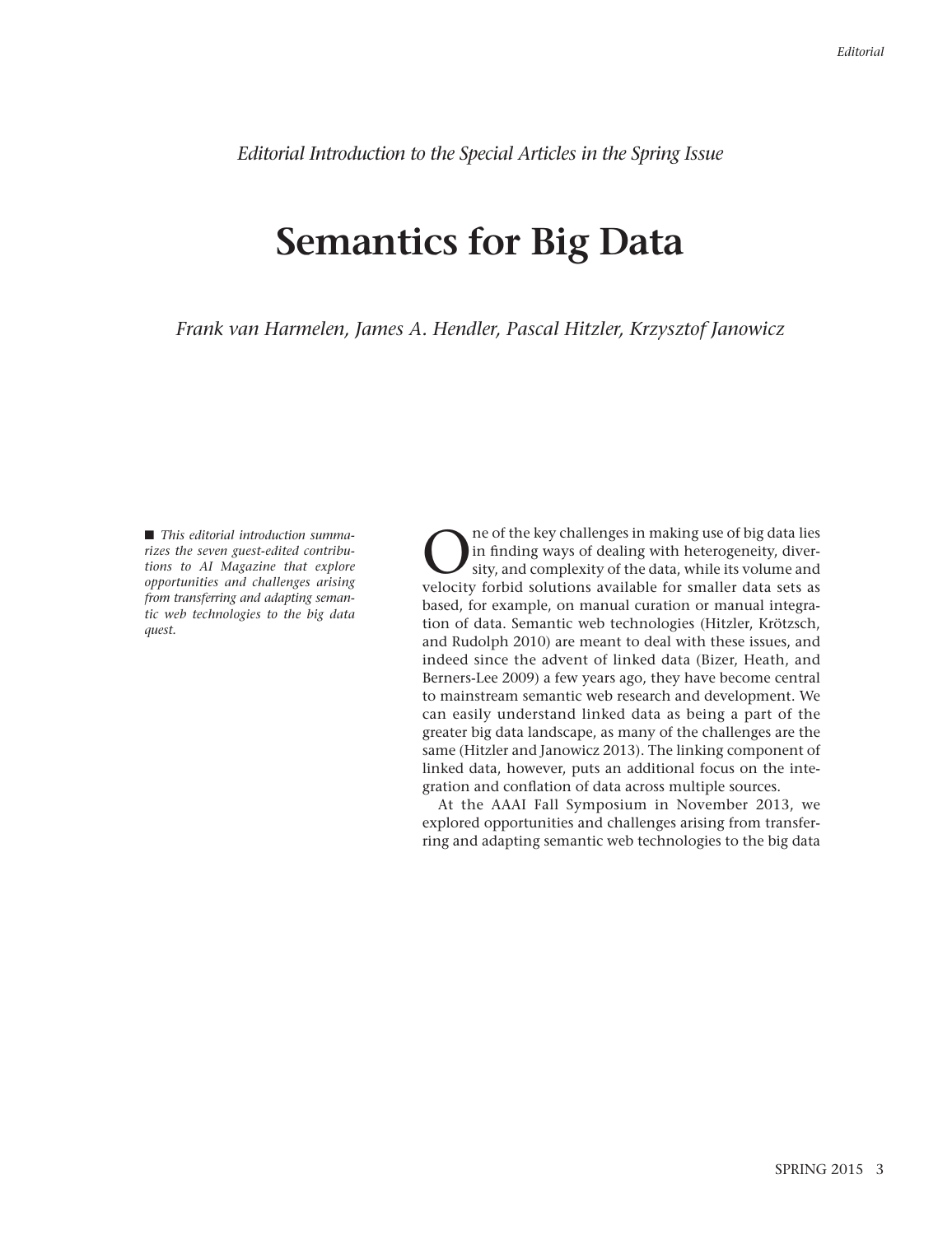*Editorial Introduction to the Special Articles in the Spring Issue*

# Semantics for Big Data

*Frank van Harmelen, James A. Hendler, Pascal Hitzler, Krzysztof Janowicz*

■ *This editorial introduction summarizes the seven guest-edited contributions to AI Magazine that explore opportunities and challenges arising from transferring and adapting semantic web technologies to the big data quest.*

One of the key challenges in making use of big data lies in finding ways of dealing with heterogeneity, diversity, and complexity of the data, while its volume and velocity forbid solutions available for smaller data sets as based, for example, on manual curation or manual integration of data. Semantic web technologies (Hitzler, Krötzsch, and Rudolph 2010) are meant to deal with these issues, and indeed since the advent of linked data (Bizer, Heath, and Berners-Lee 2009) a few years ago, they have become central to mainstream semantic web research and development. We can easily understand linked data as being a part of the greater big data landscape, as many of the challenges are the same (Hitzler and Janowicz 2013). The linking component of linked data, however, puts an additional focus on the integration and conflation of data across multiple sources.

At the AAAI Fall Symposium in November 2013, we explored opportunities and challenges arising from transferring and adapting semantic web technologies to the big data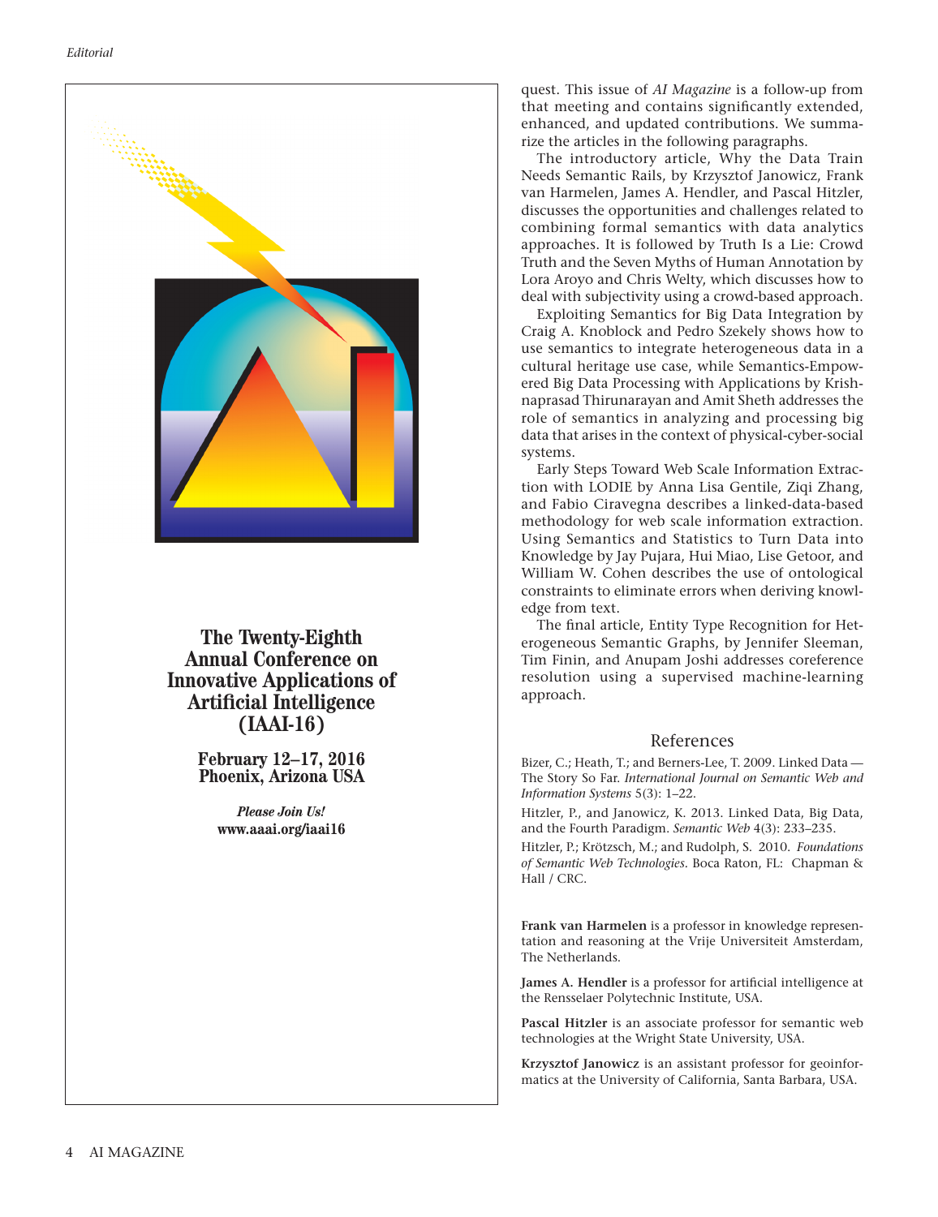**The Twenty-Eighth Annual Conference on Innovative Applications of Artificial Intelligence (IAAI-16)**

**February 12–17, 2016**
**Phoenix, Arizona USA**

***Please Join Us!***
**www.aaai.org/iaai16**

quest. This issue of *AI Magazine* is a follow-up from that meeting and contains significantly extended, enhanced, and updated contributions. We summarize the articles in the following paragraphs.

The introductory article, Why the Data Train Needs Semantic Rails, by Krzysztof Janowicz, Frank van Harmelen, James A. Hendler, and Pascal Hitzler, discusses the opportunities and challenges related to combining formal semantics with data analytics approaches. It is followed by Truth Is a Lie: Crowd Truth and the Seven Myths of Human Annotation by Lora Aroyo and Chris Welty, which discusses how to deal with subjectivity using a crowd-based approach.

Exploiting Semantics for Big Data Integration by Craig A. Knoblock and Pedro Szekely shows how to use semantics to integrate heterogeneous data in a cultural heritage use case, while Semantics-Empowered Big Data Processing with Applications by Krishnaprasad Thirunarayan and Amit Sheth addresses the role of semantics in analyzing and processing big data that arises in the context of physical-cyber-social systems.

Early Steps Toward Web Scale Information Extraction with LODIE by Anna Lisa Gentile, Ziqi Zhang, and Fabio Ciravegna describes a linked-data-based methodology for web scale information extraction. Using Semantics and Statistics to Turn Data into Knowledge by Jay Pujara, Hui Miao, Lise Getoor, and William W. Cohen describes the use of ontological constraints to eliminate errors when deriving knowledge from text.

The final article, Entity Type Recognition for Heterogeneous Semantic Graphs, by Jennifer Sleeman, Tim Finin, and Anupam Joshi addresses coreference resolution using a supervised machine-learning approach.

## References

Bizer, C.; Heath, T.; and Berners-Lee, T. 2009. Linked Data — The Story So Far. *International Journal on Semantic Web and Information Systems* 5(3): 1–22.

Hitzler, P., and Janowicz, K. 2013. Linked Data, Big Data, and the Fourth Paradigm. *Semantic Web* 4(3): 233–235.

Hitzler, P.; Krötzsch, M.; and Rudolph, S. 2010. *Foundations of Semantic Web Technologies*. Boca Raton, FL: Chapman & Hall / CRC.

**Frank van Harmelen** is a professor in knowledge representation and reasoning at the Vrije Universiteit Amsterdam, The Netherlands.

**James A. Hendler** is a professor for artificial intelligence at the Rensselaer Polytechnic Institute, USA.

**Pascal Hitzler** is an associate professor for semantic web technologies at the Wright State University, USA.

**Krzysztof Janowicz** is an assistant professor for geoinformatics at the University of California, Santa Barbara, USA.